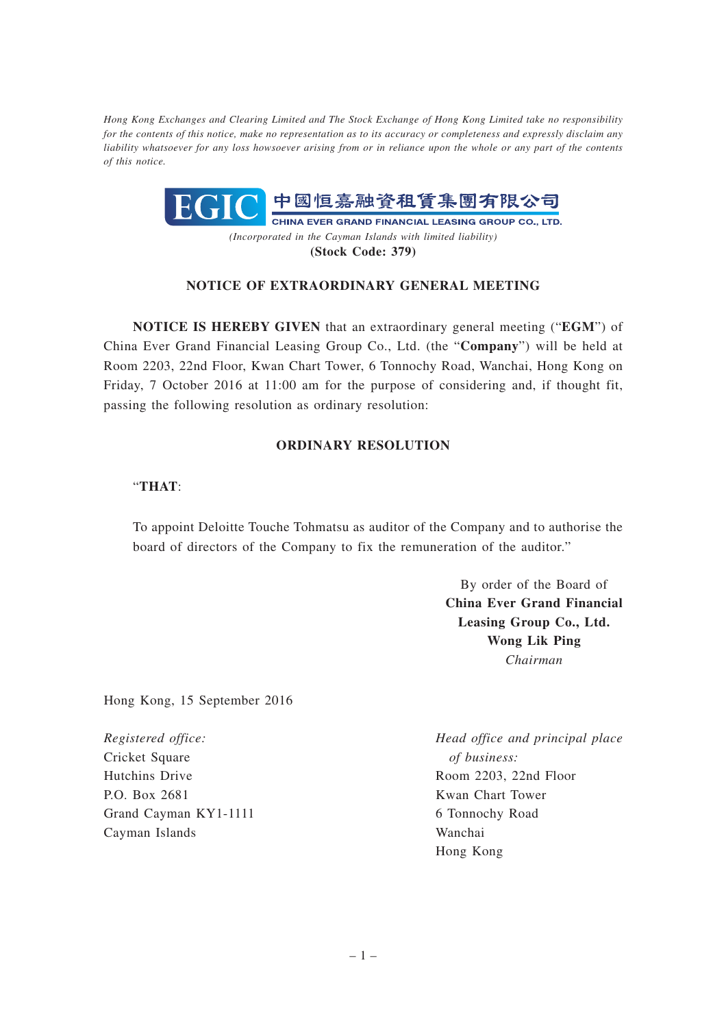*Hong Kong Exchanges and Clearing Limited and The Stock Exchange of Hong Kong Limited take no responsibility for the contents of this notice, make no representation as to its accuracy or completeness and expressly disclaim any liability whatsoever for any loss howsoever arising from or in reliance upon the whole or any part of the contents of this notice.*

**EGIC 中國恒嘉融資租賃集團有限公司**

**CHINA EVER GRAND FINANCIAL LEASING GROUP CO., LTD.**

*(Incorporated in the Cayman Islands with limited liability)*

**(Stock Code: 379)**

## NOTICE OF EXTRAORDINARY GENERAL MEETING

**NOTICE IS HEREBY GIVEN** that an extraordinary general meeting ("**EGM**") of China Ever Grand Financial Leasing Group Co., Ltd. (the "**Company**") will be held at Room 2203, 22nd Floor, Kwan Chart Tower, 6 Tonnochy Road, Wanchai, Hong Kong on Friday, 7 October 2016 at 11:00 am for the purpose of considering and, if thought fit, passing the following resolution as ordinary resolution:

### ORDINARY RESOLUTION

"**THAT**:

To appoint Deloitte Touche Tohmatsu as auditor of the Company and to authorise the board of directors of the Company to fix the remuneration of the auditor."

By order of the Board of
**China Ever Grand Financial Leasing Group Co., Ltd.**
**Wong Lik Ping**
*Chairman*

Hong Kong, 15 September 2016

*Registered office:*
Cricket Square
Hutchins Drive
P.O. Box 2681
Grand Cayman KY1-1111
Cayman Islands

*Head office and principal place of business:*
Room 2203, 22nd Floor
Kwan Chart Tower
6 Tonnochy Road
Wanchai
Hong Kong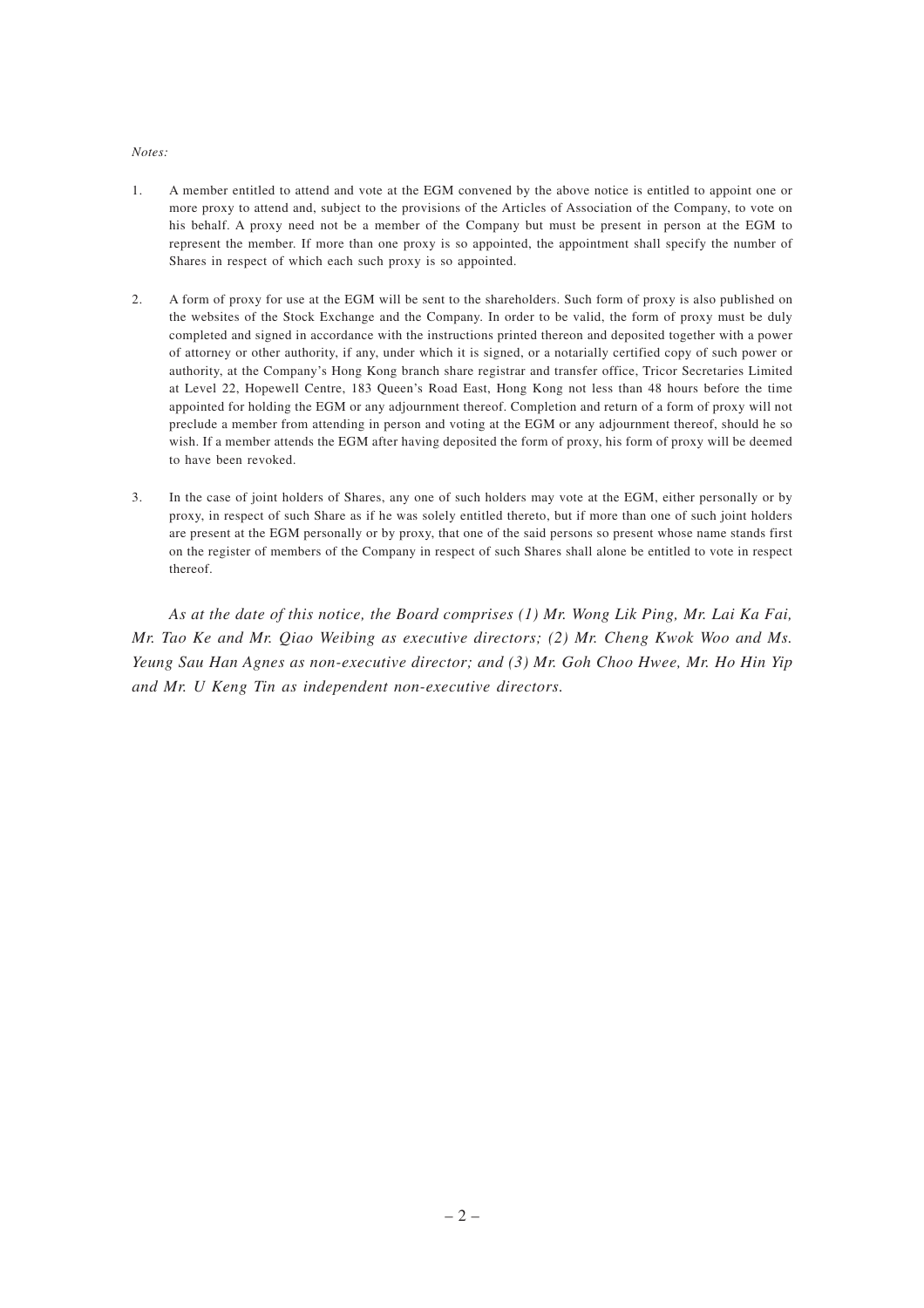*Notes:*

1. A member entitled to attend and vote at the EGM convened by the above notice is entitled to appoint one or more proxy to attend and, subject to the provisions of the Articles of Association of the Company, to vote on his behalf. A proxy need not be a member of the Company but must be present in person at the EGM to represent the member. If more than one proxy is so appointed, the appointment shall specify the number of Shares in respect of which each such proxy is so appointed.

2. A form of proxy for use at the EGM will be sent to the shareholders. Such form of proxy is also published on the websites of the Stock Exchange and the Company. In order to be valid, the form of proxy must be duly completed and signed in accordance with the instructions printed thereon and deposited together with a power of attorney or other authority, if any, under which it is signed, or a notarially certified copy of such power or authority, at the Company's Hong Kong branch share registrar and transfer office, Tricor Secretaries Limited at Level 22, Hopewell Centre, 183 Queen's Road East, Hong Kong not less than 48 hours before the time appointed for holding the EGM or any adjournment thereof. Completion and return of a form of proxy will not preclude a member from attending in person and voting at the EGM or any adjournment thereof, should he so wish. If a member attends the EGM after having deposited the form of proxy, his form of proxy will be deemed to have been revoked.

3. In the case of joint holders of Shares, any one of such holders may vote at the EGM, either personally or by proxy, in respect of such Share as if he was solely entitled thereto, but if more than one of such joint holders are present at the EGM personally or by proxy, that one of the said persons so present whose name stands first on the register of members of the Company in respect of such Shares shall alone be entitled to vote in respect thereof.

*As at the date of this notice, the Board comprises (1) Mr. Wong Lik Ping, Mr. Lai Ka Fai, Mr. Tao Ke and Mr. Qiao Weibing as executive directors; (2) Mr. Cheng Kwok Woo and Ms. Yeung Sau Han Agnes as non-executive director; and (3) Mr. Goh Choo Hwee, Mr. Ho Hin Yip and Mr. U Keng Tin as independent non-executive directors.*